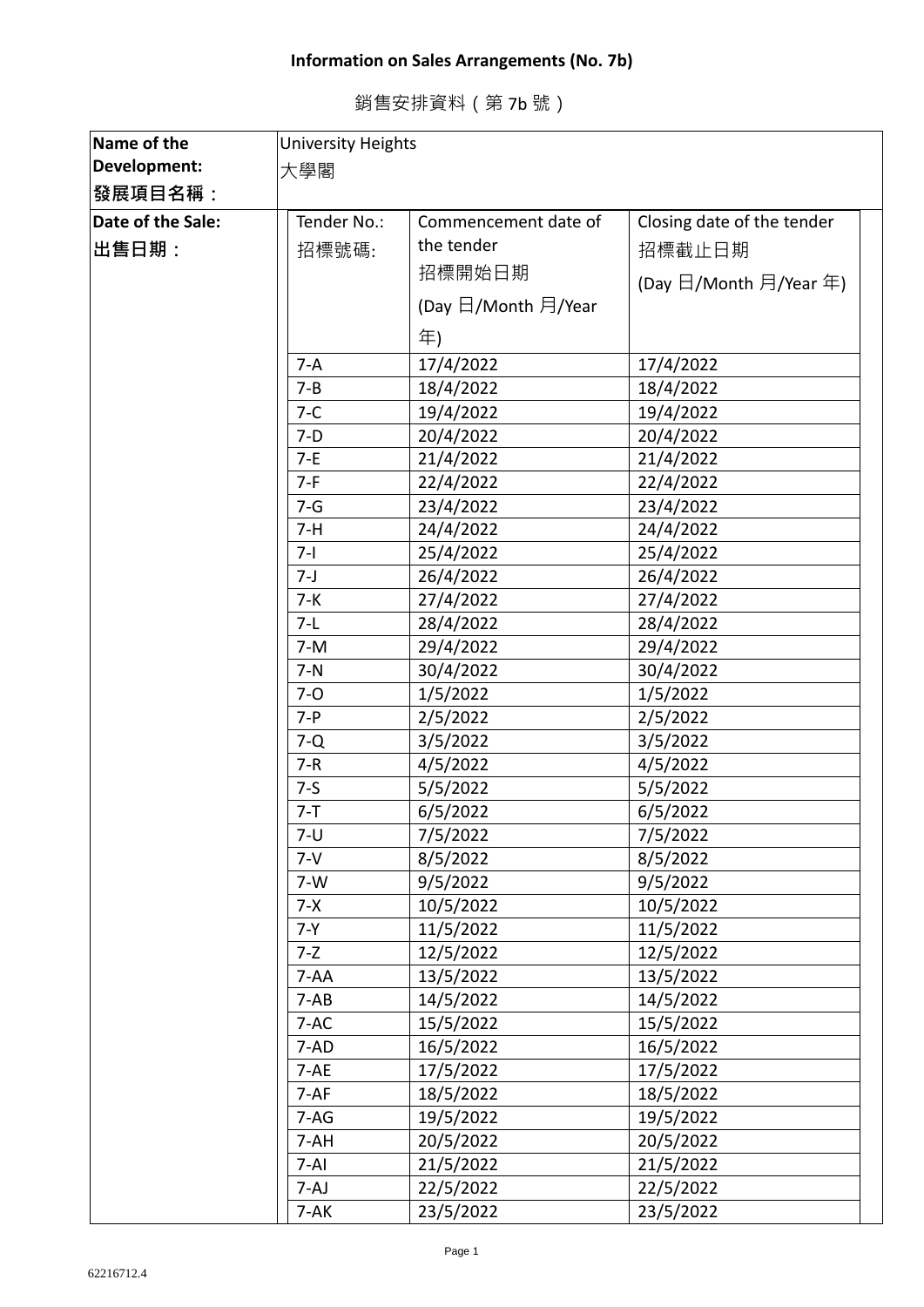**Information on Sales Arrangements (No. 7b)**

銷售安排資料（第 7b 號）

| Name of the Development: 發展項目名稱： | University Heights 大學閣 | | |
|---|---|---|---|
| Date of the Sale: 出售日期： | Tender No.: 招標號碼: | Commencement date of the tender 招標開始日期 (Day 日/Month 月/Year 年) | Closing date of the tender 招標截止日期 (Day 日/Month 月/Year 年) |
| | 7-A | 17/4/2022 | 17/4/2022 |
| | 7-B | 18/4/2022 | 18/4/2022 |
| | 7-C | 19/4/2022 | 19/4/2022 |
| | 7-D | 20/4/2022 | 20/4/2022 |
| | 7-E | 21/4/2022 | 21/4/2022 |
| | 7-F | 22/4/2022 | 22/4/2022 |
| | 7-G | 23/4/2022 | 23/4/2022 |
| | 7-H | 24/4/2022 | 24/4/2022 |
| | 7-I | 25/4/2022 | 25/4/2022 |
| | 7-J | 26/4/2022 | 26/4/2022 |
| | 7-K | 27/4/2022 | 27/4/2022 |
| | 7-L | 28/4/2022 | 28/4/2022 |
| | 7-M | 29/4/2022 | 29/4/2022 |
| | 7-N | 30/4/2022 | 30/4/2022 |
| | 7-O | 1/5/2022 | 1/5/2022 |
| | 7-P | 2/5/2022 | 2/5/2022 |
| | 7-Q | 3/5/2022 | 3/5/2022 |
| | 7-R | 4/5/2022 | 4/5/2022 |
| | 7-S | 5/5/2022 | 5/5/2022 |
| | 7-T | 6/5/2022 | 6/5/2022 |
| | 7-U | 7/5/2022 | 7/5/2022 |
| | 7-V | 8/5/2022 | 8/5/2022 |
| | 7-W | 9/5/2022 | 9/5/2022 |
| | 7-X | 10/5/2022 | 10/5/2022 |
| | 7-Y | 11/5/2022 | 11/5/2022 |
| | 7-Z | 12/5/2022 | 12/5/2022 |
| | 7-AA | 13/5/2022 | 13/5/2022 |
| | 7-AB | 14/5/2022 | 14/5/2022 |
| | 7-AC | 15/5/2022 | 15/5/2022 |
| | 7-AD | 16/5/2022 | 16/5/2022 |
| | 7-AE | 17/5/2022 | 17/5/2022 |
| | 7-AF | 18/5/2022 | 18/5/2022 |
| | 7-AG | 19/5/2022 | 19/5/2022 |
| | 7-AH | 20/5/2022 | 20/5/2022 |
| | 7-AI | 21/5/2022 | 21/5/2022 |
| | 7-AJ | 22/5/2022 | 22/5/2022 |
| | 7-AK | 23/5/2022 | 23/5/2022 |

62216712.4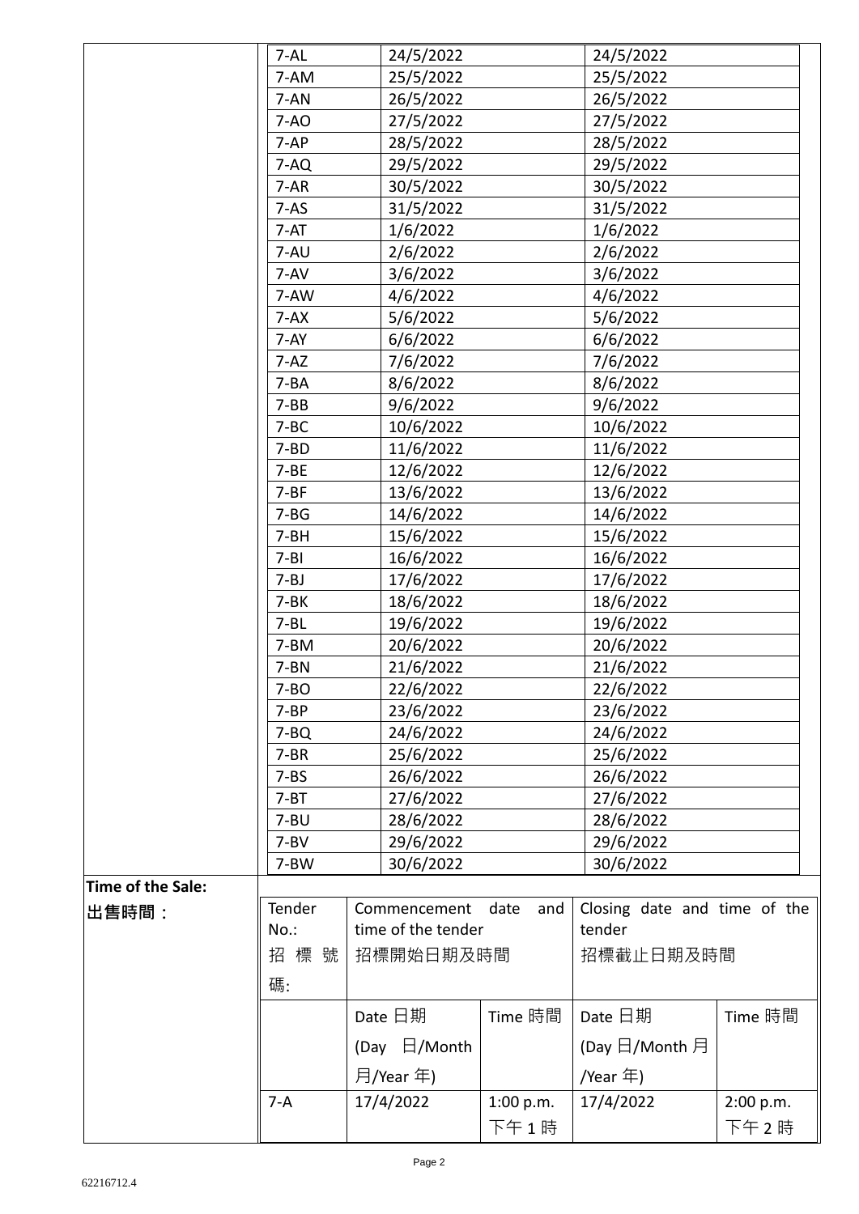| | | | |
|---|---|---|---|
| | 7-AL | 24/5/2022 | 24/5/2022 |
| | 7-AM | 25/5/2022 | 25/5/2022 |
| | 7-AN | 26/5/2022 | 26/5/2022 |
| | 7-AO | 27/5/2022 | 27/5/2022 |
| | 7-AP | 28/5/2022 | 28/5/2022 |
| | 7-AQ | 29/5/2022 | 29/5/2022 |
| | 7-AR | 30/5/2022 | 30/5/2022 |
| | 7-AS | 31/5/2022 | 31/5/2022 |
| | 7-AT | 1/6/2022 | 1/6/2022 |
| | 7-AU | 2/6/2022 | 2/6/2022 |
| | 7-AV | 3/6/2022 | 3/6/2022 |
| | 7-AW | 4/6/2022 | 4/6/2022 |
| | 7-AX | 5/6/2022 | 5/6/2022 |
| | 7-AY | 6/6/2022 | 6/6/2022 |
| | 7-AZ | 7/6/2022 | 7/6/2022 |
| | 7-BA | 8/6/2022 | 8/6/2022 |
| | 7-BB | 9/6/2022 | 9/6/2022 |
| | 7-BC | 10/6/2022 | 10/6/2022 |
| | 7-BD | 11/6/2022 | 11/6/2022 |
| | 7-BE | 12/6/2022 | 12/6/2022 |
| | 7-BF | 13/6/2022 | 13/6/2022 |
| | 7-BG | 14/6/2022 | 14/6/2022 |
| | 7-BH | 15/6/2022 | 15/6/2022 |
| | 7-BI | 16/6/2022 | 16/6/2022 |
| | 7-BJ | 17/6/2022 | 17/6/2022 |
| | 7-BK | 18/6/2022 | 18/6/2022 |
| | 7-BL | 19/6/2022 | 19/6/2022 |
| | 7-BM | 20/6/2022 | 20/6/2022 |
| | 7-BN | 21/6/2022 | 21/6/2022 |
| | 7-BO | 22/6/2022 | 22/6/2022 |
| | 7-BP | 23/6/2022 | 23/6/2022 |
| | 7-BQ | 24/6/2022 | 24/6/2022 |
| | 7-BR | 25/6/2022 | 25/6/2022 |
| | 7-BS | 26/6/2022 | 26/6/2022 |
| | 7-BT | 27/6/2022 | 27/6/2022 |
| | 7-BU | 28/6/2022 | 28/6/2022 |
| | 7-BV | 29/6/2022 | 29/6/2022 |
| | 7-BW | 30/6/2022 | 30/6/2022 |

| **Time of the Sale:** **出售時間：** | Tender No.: 招標號碼: | Commencement date and time of the tender 招標開始日期及時間 | | Closing date and time of the tender 招標截止日期及時間 | |
|---|---|---|---|---|---|
| | | Date 日期 (Day 日/Month 月/Year 年) | Time 時間 | Date 日期 (Day 日/Month 月/Year 年) | Time 時間 |
| | 7-A | 17/4/2022 | 1:00 p.m. 下午 1 時 | 17/4/2022 | 2:00 p.m. 下午 2 時 |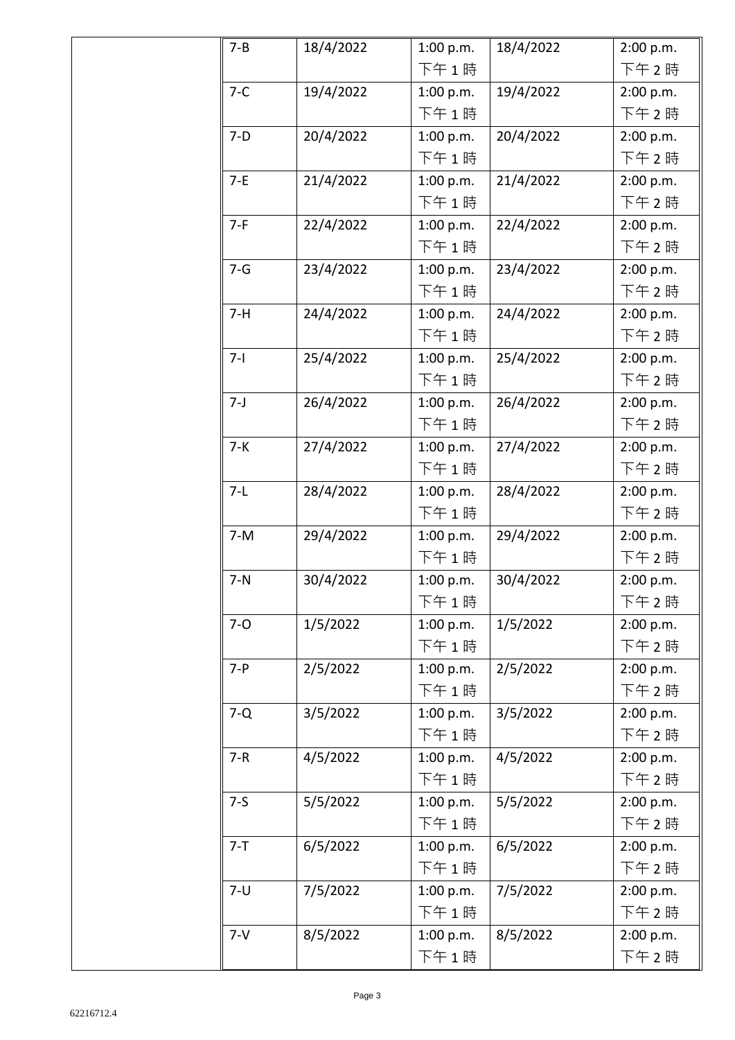| | | | | | |
|---|---|---|---|---|---|
| | 7-B | 18/4/2022 | 1:00 p.m. 下午 1 時 | 18/4/2022 | 2:00 p.m. 下午 2 時 |
| | 7-C | 19/4/2022 | 1:00 p.m. 下午 1 時 | 19/4/2022 | 2:00 p.m. 下午 2 時 |
| | 7-D | 20/4/2022 | 1:00 p.m. 下午 1 時 | 20/4/2022 | 2:00 p.m. 下午 2 時 |
| | 7-E | 21/4/2022 | 1:00 p.m. 下午 1 時 | 21/4/2022 | 2:00 p.m. 下午 2 時 |
| | 7-F | 22/4/2022 | 1:00 p.m. 下午 1 時 | 22/4/2022 | 2:00 p.m. 下午 2 時 |
| | 7-G | 23/4/2022 | 1:00 p.m. 下午 1 時 | 23/4/2022 | 2:00 p.m. 下午 2 時 |
| | 7-H | 24/4/2022 | 1:00 p.m. 下午 1 時 | 24/4/2022 | 2:00 p.m. 下午 2 時 |
| | 7-I | 25/4/2022 | 1:00 p.m. 下午 1 時 | 25/4/2022 | 2:00 p.m. 下午 2 時 |
| | 7-J | 26/4/2022 | 1:00 p.m. 下午 1 時 | 26/4/2022 | 2:00 p.m. 下午 2 時 |
| | 7-K | 27/4/2022 | 1:00 p.m. 下午 1 時 | 27/4/2022 | 2:00 p.m. 下午 2 時 |
| | 7-L | 28/4/2022 | 1:00 p.m. 下午 1 時 | 28/4/2022 | 2:00 p.m. 下午 2 時 |
| | 7-M | 29/4/2022 | 1:00 p.m. 下午 1 時 | 29/4/2022 | 2:00 p.m. 下午 2 時 |
| | 7-N | 30/4/2022 | 1:00 p.m. 下午 1 時 | 30/4/2022 | 2:00 p.m. 下午 2 時 |
| | 7-O | 1/5/2022 | 1:00 p.m. 下午 1 時 | 1/5/2022 | 2:00 p.m. 下午 2 時 |
| | 7-P | 2/5/2022 | 1:00 p.m. 下午 1 時 | 2/5/2022 | 2:00 p.m. 下午 2 時 |
| | 7-Q | 3/5/2022 | 1:00 p.m. 下午 1 時 | 3/5/2022 | 2:00 p.m. 下午 2 時 |
| | 7-R | 4/5/2022 | 1:00 p.m. 下午 1 時 | 4/5/2022 | 2:00 p.m. 下午 2 時 |
| | 7-S | 5/5/2022 | 1:00 p.m. 下午 1 時 | 5/5/2022 | 2:00 p.m. 下午 2 時 |
| | 7-T | 6/5/2022 | 1:00 p.m. 下午 1 時 | 6/5/2022 | 2:00 p.m. 下午 2 時 |
| | 7-U | 7/5/2022 | 1:00 p.m. 下午 1 時 | 7/5/2022 | 2:00 p.m. 下午 2 時 |
| | 7-V | 8/5/2022 | 1:00 p.m. 下午 1 時 | 8/5/2022 | 2:00 p.m. 下午 2 時 |

62216712.4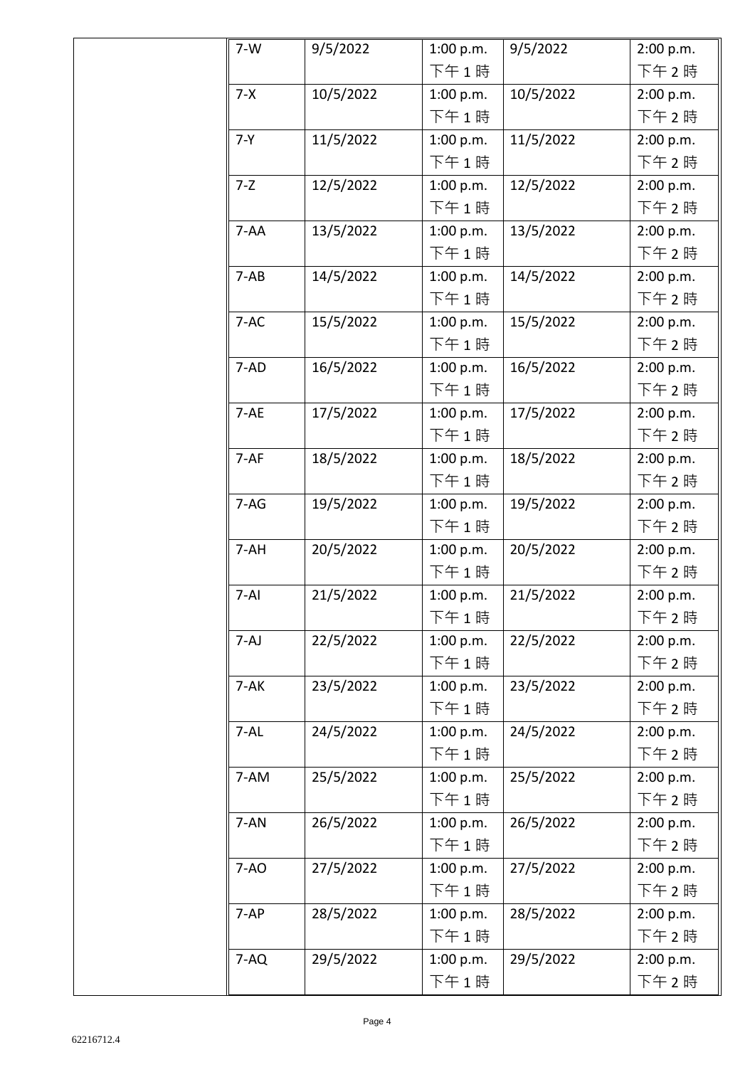|  | 7-W | 9/5/2022 | 1:00 p.m. 下午 1 時 | 9/5/2022 | 2:00 p.m. 下午 2 時 |
|---|---|---|---|---|---|
|  | 7-X | 10/5/2022 | 1:00 p.m. 下午 1 時 | 10/5/2022 | 2:00 p.m. 下午 2 時 |
|  | 7-Y | 11/5/2022 | 1:00 p.m. 下午 1 時 | 11/5/2022 | 2:00 p.m. 下午 2 時 |
|  | 7-Z | 12/5/2022 | 1:00 p.m. 下午 1 時 | 12/5/2022 | 2:00 p.m. 下午 2 時 |
|  | 7-AA | 13/5/2022 | 1:00 p.m. 下午 1 時 | 13/5/2022 | 2:00 p.m. 下午 2 時 |
|  | 7-AB | 14/5/2022 | 1:00 p.m. 下午 1 時 | 14/5/2022 | 2:00 p.m. 下午 2 時 |
|  | 7-AC | 15/5/2022 | 1:00 p.m. 下午 1 時 | 15/5/2022 | 2:00 p.m. 下午 2 時 |
|  | 7-AD | 16/5/2022 | 1:00 p.m. 下午 1 時 | 16/5/2022 | 2:00 p.m. 下午 2 時 |
|  | 7-AE | 17/5/2022 | 1:00 p.m. 下午 1 時 | 17/5/2022 | 2:00 p.m. 下午 2 時 |
|  | 7-AF | 18/5/2022 | 1:00 p.m. 下午 1 時 | 18/5/2022 | 2:00 p.m. 下午 2 時 |
|  | 7-AG | 19/5/2022 | 1:00 p.m. 下午 1 時 | 19/5/2022 | 2:00 p.m. 下午 2 時 |
|  | 7-AH | 20/5/2022 | 1:00 p.m. 下午 1 時 | 20/5/2022 | 2:00 p.m. 下午 2 時 |
|  | 7-AI | 21/5/2022 | 1:00 p.m. 下午 1 時 | 21/5/2022 | 2:00 p.m. 下午 2 時 |
|  | 7-AJ | 22/5/2022 | 1:00 p.m. 下午 1 時 | 22/5/2022 | 2:00 p.m. 下午 2 時 |
|  | 7-AK | 23/5/2022 | 1:00 p.m. 下午 1 時 | 23/5/2022 | 2:00 p.m. 下午 2 時 |
|  | 7-AL | 24/5/2022 | 1:00 p.m. 下午 1 時 | 24/5/2022 | 2:00 p.m. 下午 2 時 |
|  | 7-AM | 25/5/2022 | 1:00 p.m. 下午 1 時 | 25/5/2022 | 2:00 p.m. 下午 2 時 |
|  | 7-AN | 26/5/2022 | 1:00 p.m. 下午 1 時 | 26/5/2022 | 2:00 p.m. 下午 2 時 |
|  | 7-AO | 27/5/2022 | 1:00 p.m. 下午 1 時 | 27/5/2022 | 2:00 p.m. 下午 2 時 |
|  | 7-AP | 28/5/2022 | 1:00 p.m. 下午 1 時 | 28/5/2022 | 2:00 p.m. 下午 2 時 |
|  | 7-AQ | 29/5/2022 | 1:00 p.m. 下午 1 時 | 29/5/2022 | 2:00 p.m. 下午 2 時 |

62216712.4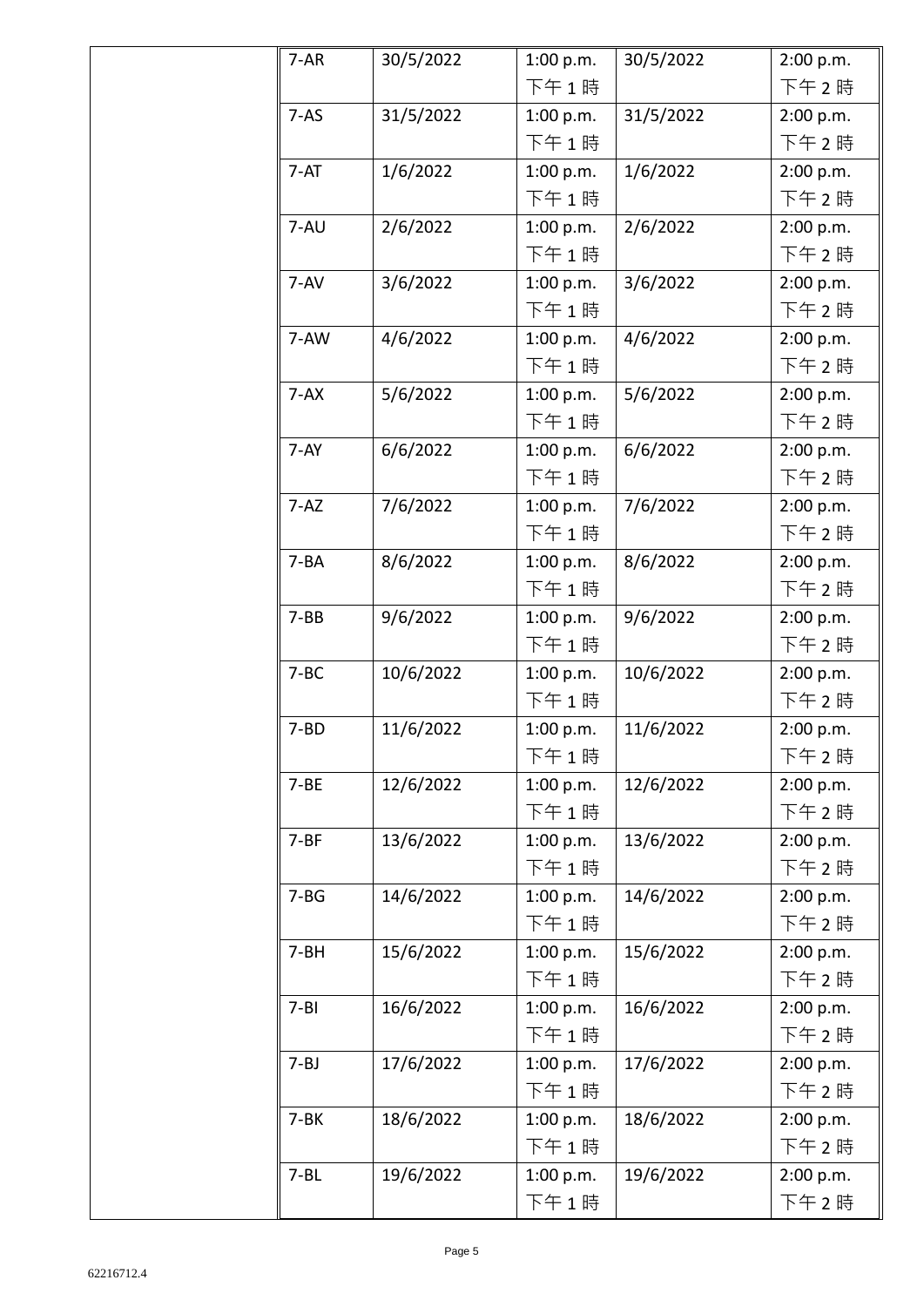| | | | | | |
|---|---|---|---|---|---|
| | 7-AR | 30/5/2022 | 1:00 p.m. 下午 1 時 | 30/5/2022 | 2:00 p.m. 下午 2 時 |
| | 7-AS | 31/5/2022 | 1:00 p.m. 下午 1 時 | 31/5/2022 | 2:00 p.m. 下午 2 時 |
| | 7-AT | 1/6/2022 | 1:00 p.m. 下午 1 時 | 1/6/2022 | 2:00 p.m. 下午 2 時 |
| | 7-AU | 2/6/2022 | 1:00 p.m. 下午 1 時 | 2/6/2022 | 2:00 p.m. 下午 2 時 |
| | 7-AV | 3/6/2022 | 1:00 p.m. 下午 1 時 | 3/6/2022 | 2:00 p.m. 下午 2 時 |
| | 7-AW | 4/6/2022 | 1:00 p.m. 下午 1 時 | 4/6/2022 | 2:00 p.m. 下午 2 時 |
| | 7-AX | 5/6/2022 | 1:00 p.m. 下午 1 時 | 5/6/2022 | 2:00 p.m. 下午 2 時 |
| | 7-AY | 6/6/2022 | 1:00 p.m. 下午 1 時 | 6/6/2022 | 2:00 p.m. 下午 2 時 |
| | 7-AZ | 7/6/2022 | 1:00 p.m. 下午 1 時 | 7/6/2022 | 2:00 p.m. 下午 2 時 |
| | 7-BA | 8/6/2022 | 1:00 p.m. 下午 1 時 | 8/6/2022 | 2:00 p.m. 下午 2 時 |
| | 7-BB | 9/6/2022 | 1:00 p.m. 下午 1 時 | 9/6/2022 | 2:00 p.m. 下午 2 時 |
| | 7-BC | 10/6/2022 | 1:00 p.m. 下午 1 時 | 10/6/2022 | 2:00 p.m. 下午 2 時 |
| | 7-BD | 11/6/2022 | 1:00 p.m. 下午 1 時 | 11/6/2022 | 2:00 p.m. 下午 2 時 |
| | 7-BE | 12/6/2022 | 1:00 p.m. 下午 1 時 | 12/6/2022 | 2:00 p.m. 下午 2 時 |
| | 7-BF | 13/6/2022 | 1:00 p.m. 下午 1 時 | 13/6/2022 | 2:00 p.m. 下午 2 時 |
| | 7-BG | 14/6/2022 | 1:00 p.m. 下午 1 時 | 14/6/2022 | 2:00 p.m. 下午 2 時 |
| | 7-BH | 15/6/2022 | 1:00 p.m. 下午 1 時 | 15/6/2022 | 2:00 p.m. 下午 2 時 |
| | 7-BI | 16/6/2022 | 1:00 p.m. 下午 1 時 | 16/6/2022 | 2:00 p.m. 下午 2 時 |
| | 7-BJ | 17/6/2022 | 1:00 p.m. 下午 1 時 | 17/6/2022 | 2:00 p.m. 下午 2 時 |
| | 7-BK | 18/6/2022 | 1:00 p.m. 下午 1 時 | 18/6/2022 | 2:00 p.m. 下午 2 時 |
| | 7-BL | 19/6/2022 | 1:00 p.m. 下午 1 時 | 19/6/2022 | 2:00 p.m. 下午 2 時 |

62216712.4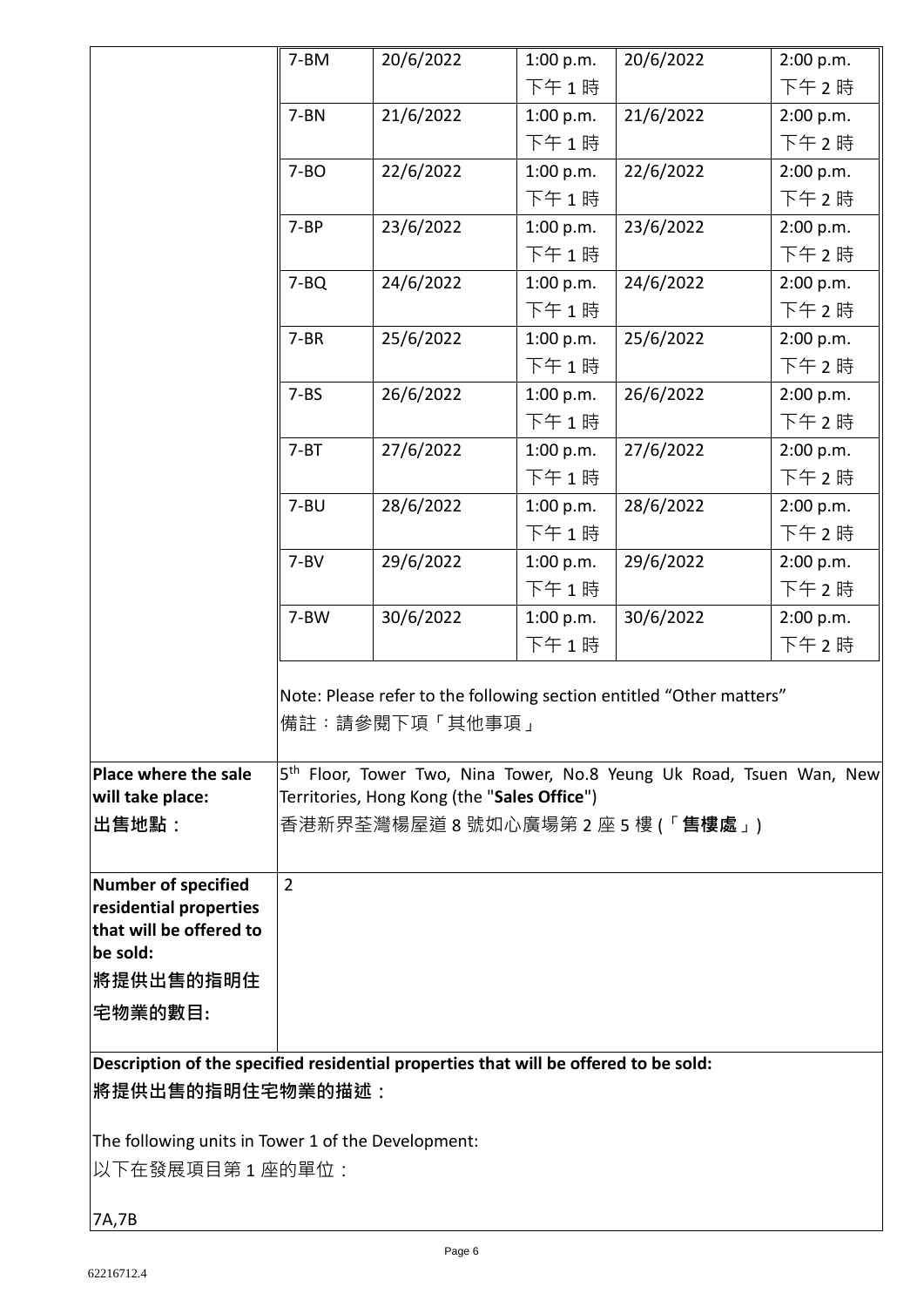| | | | | | |
|---|---|---|---|---|---|
| | 7-BM | 20/6/2022 | 1:00 p.m. 下午 1 時 | 20/6/2022 | 2:00 p.m. 下午 2 時 |
| | 7-BN | 21/6/2022 | 1:00 p.m. 下午 1 時 | 21/6/2022 | 2:00 p.m. 下午 2 時 |
| | 7-BO | 22/6/2022 | 1:00 p.m. 下午 1 時 | 22/6/2022 | 2:00 p.m. 下午 2 時 |
| | 7-BP | 23/6/2022 | 1:00 p.m. 下午 1 時 | 23/6/2022 | 2:00 p.m. 下午 2 時 |
| | 7-BQ | 24/6/2022 | 1:00 p.m. 下午 1 時 | 24/6/2022 | 2:00 p.m. 下午 2 時 |
| | 7-BR | 25/6/2022 | 1:00 p.m. 下午 1 時 | 25/6/2022 | 2:00 p.m. 下午 2 時 |
| | 7-BS | 26/6/2022 | 1:00 p.m. 下午 1 時 | 26/6/2022 | 2:00 p.m. 下午 2 時 |
| | 7-BT | 27/6/2022 | 1:00 p.m. 下午 1 時 | 27/6/2022 | 2:00 p.m. 下午 2 時 |
| | 7-BU | 28/6/2022 | 1:00 p.m. 下午 1 時 | 28/6/2022 | 2:00 p.m. 下午 2 時 |
| | 7-BV | 29/6/2022 | 1:00 p.m. 下午 1 時 | 29/6/2022 | 2:00 p.m. 下午 2 時 |
| | 7-BW | 30/6/2022 | 1:00 p.m. 下午 1 時 | 30/6/2022 | 2:00 p.m. 下午 2 時 |

Note: Please refer to the following section entitled "Other matters"

備註：請參閱下項「其他事項」

| | |
|---|---|
| **Place where the sale will take place:** **出售地點：** | 5th Floor, Tower Two, Nina Tower, No.8 Yeung Uk Road, Tsuen Wan, New Territories, Hong Kong (the "**Sales Office**") 香港新界荃灣楊屋道 8 號如心廣場第 2 座 5 樓 (「**售樓處**」) |
| **Number of specified residential properties that will be offered to be sold:** **將提供出售的指明住宅物業的數目:** | 2 |

**Description of the specified residential properties that will be offered to be sold:**

**將提供出售的指明住宅物業的描述：**

The following units in Tower 1 of the Development:

以下在發展項目第 1 座的單位：

7A,7B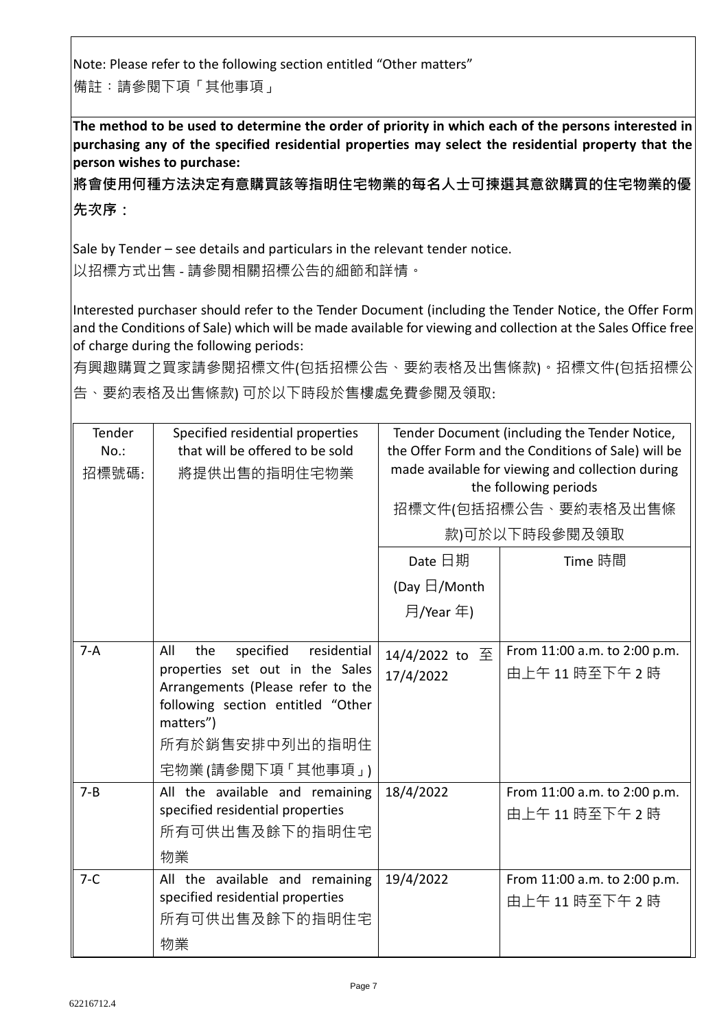Note: Please refer to the following section entitled “Other matters”
備註：請參閱下項「其他事項」

**The method to be used to determine the order of priority in which each of the persons interested in purchasing any of the specified residential properties may select the residential property that the person wishes to purchase:**

**將會使用何種方法決定有意購買該等指明住宅物業的每名人士可揀選其意欲購買的住宅物業的優先次序：**

Sale by Tender – see details and particulars in the relevant tender notice.
以招標方式出售 - 請參閱相關招標公告的細節和詳情。

Interested purchaser should refer to the Tender Document (including the Tender Notice, the Offer Form and the Conditions of Sale) which will be made available for viewing and collection at the Sales Office free of charge during the following periods:
有興趣購買之買家請參閱招標文件(包括招標公告、要約表格及出售條款)。招標文件(包括招標公告、要約表格及出售條款) 可於以下時段於售樓處免費參閱及領取:

| Tender No.: 招標號碼: | Specified residential properties that will be offered to be sold 將提供出售的指明住宅物業 | Tender Document (including the Tender Notice, the Offer Form and the Conditions of Sale) will be made available for viewing and collection during the following periods 招標文件(包括招標公告、要約表格及出售條款)可於以下時段參閱及領取 | |
|---|---|---|---|
| | | Date 日期 (Day 日/Month 月/Year 年) | Time 時間 |
| 7-A | All the specified residential properties set out in the Sales Arrangements (Please refer to the following section entitled “Other matters”) 所有於銷售安排中列出的指明住宅物業 (請參閱下項「其他事項」) | 14/4/2022 to 至 17/4/2022 | From 11:00 a.m. to 2:00 p.m. 由上午 11 時至下午 2 時 |
| 7-B | All the available and remaining specified residential properties 所有可供出售及餘下的指明住宅物業 | 18/4/2022 | From 11:00 a.m. to 2:00 p.m. 由上午 11 時至下午 2 時 |
| 7-C | All the available and remaining specified residential properties 所有可供出售及餘下的指明住宅物業 | 19/4/2022 | From 11:00 a.m. to 2:00 p.m. 由上午 11 時至下午 2 時 |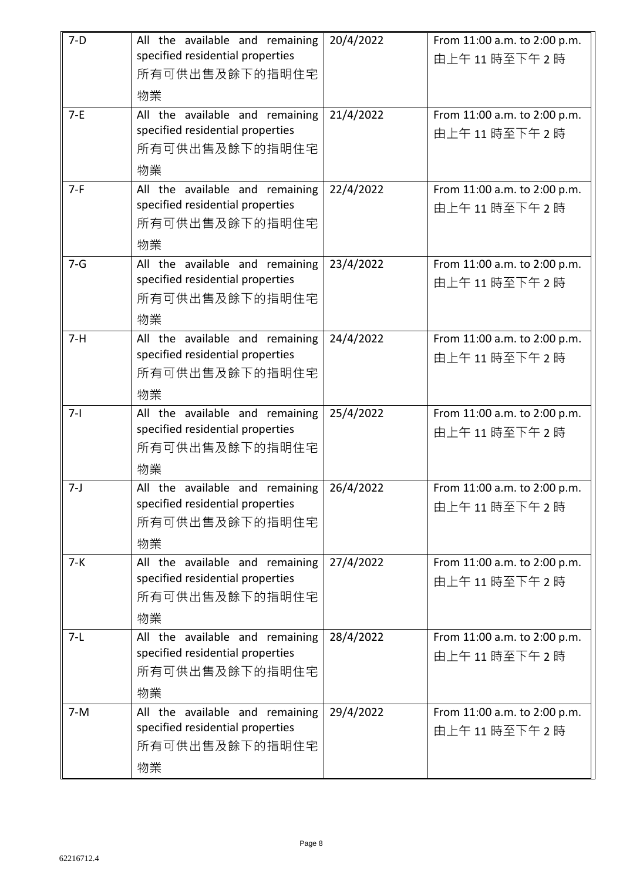| 7-D | All the available and remaining specified residential properties 所有可供出售及餘下的指明住宅物業 | 20/4/2022 | From 11:00 a.m. to 2:00 p.m. 由上午 11 時至下午 2 時 |
|---|---|---|---|
| 7-E | All the available and remaining specified residential properties 所有可供出售及餘下的指明住宅物業 | 21/4/2022 | From 11:00 a.m. to 2:00 p.m. 由上午 11 時至下午 2 時 |
| 7-F | All the available and remaining specified residential properties 所有可供出售及餘下的指明住宅物業 | 22/4/2022 | From 11:00 a.m. to 2:00 p.m. 由上午 11 時至下午 2 時 |
| 7-G | All the available and remaining specified residential properties 所有可供出售及餘下的指明住宅物業 | 23/4/2022 | From 11:00 a.m. to 2:00 p.m. 由上午 11 時至下午 2 時 |
| 7-H | All the available and remaining specified residential properties 所有可供出售及餘下的指明住宅物業 | 24/4/2022 | From 11:00 a.m. to 2:00 p.m. 由上午 11 時至下午 2 時 |
| 7-I | All the available and remaining specified residential properties 所有可供出售及餘下的指明住宅物業 | 25/4/2022 | From 11:00 a.m. to 2:00 p.m. 由上午 11 時至下午 2 時 |
| 7-J | All the available and remaining specified residential properties 所有可供出售及餘下的指明住宅物業 | 26/4/2022 | From 11:00 a.m. to 2:00 p.m. 由上午 11 時至下午 2 時 |
| 7-K | All the available and remaining specified residential properties 所有可供出售及餘下的指明住宅物業 | 27/4/2022 | From 11:00 a.m. to 2:00 p.m. 由上午 11 時至下午 2 時 |
| 7-L | All the available and remaining specified residential properties 所有可供出售及餘下的指明住宅物業 | 28/4/2022 | From 11:00 a.m. to 2:00 p.m. 由上午 11 時至下午 2 時 |
| 7-M | All the available and remaining specified residential properties 所有可供出售及餘下的指明住宅物業 | 29/4/2022 | From 11:00 a.m. to 2:00 p.m. 由上午 11 時至下午 2 時 |

62216712.4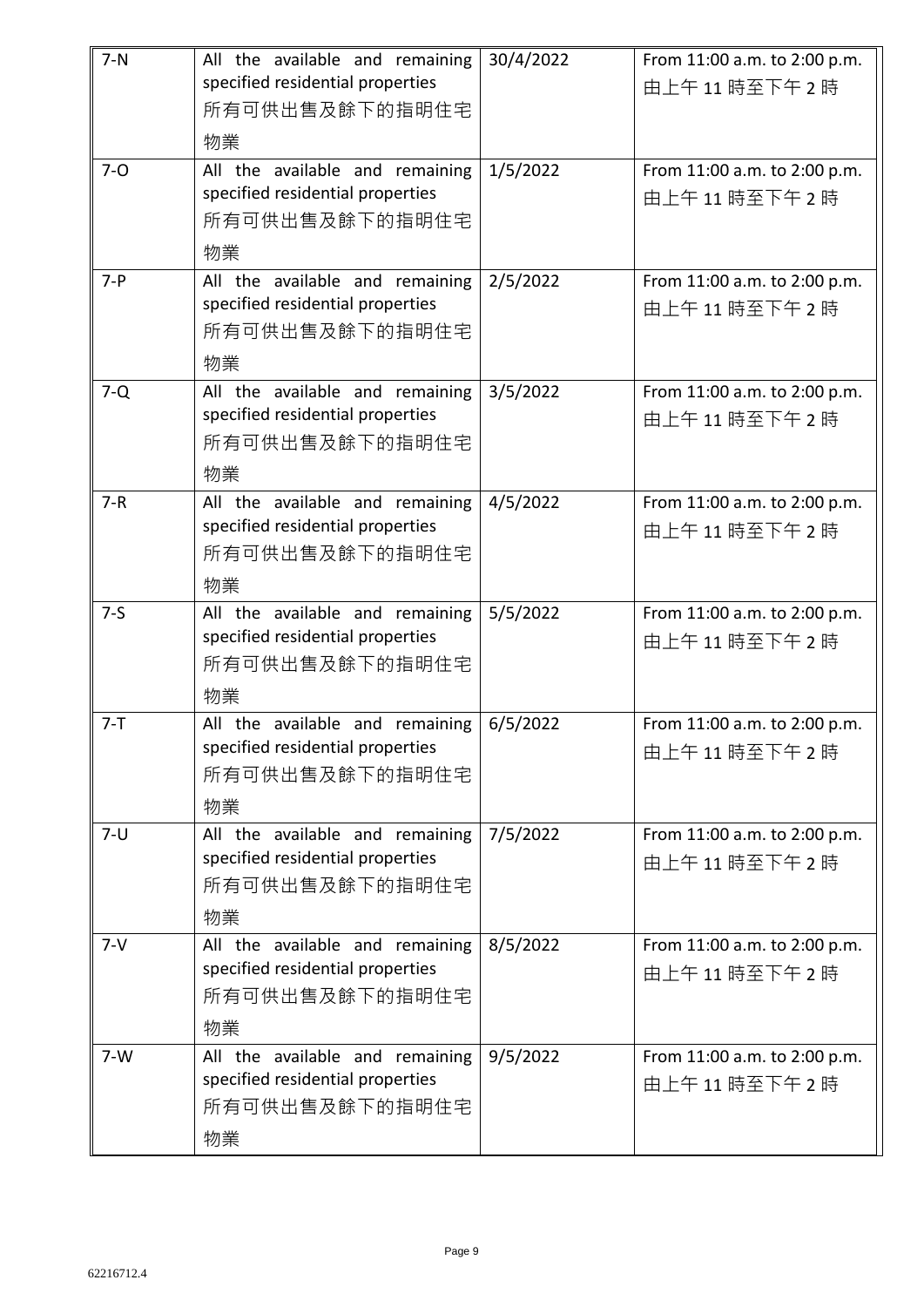| 7-N | All the available and remaining specified residential properties 所有可供出售及餘下的指明住宅物業 | 30/4/2022 | From 11:00 a.m. to 2:00 p.m. 由上午 11 時至下午 2 時 |
|---|---|---|---|
| 7-O | All the available and remaining specified residential properties 所有可供出售及餘下的指明住宅物業 | 1/5/2022 | From 11:00 a.m. to 2:00 p.m. 由上午 11 時至下午 2 時 |
| 7-P | All the available and remaining specified residential properties 所有可供出售及餘下的指明住宅物業 | 2/5/2022 | From 11:00 a.m. to 2:00 p.m. 由上午 11 時至下午 2 時 |
| 7-Q | All the available and remaining specified residential properties 所有可供出售及餘下的指明住宅物業 | 3/5/2022 | From 11:00 a.m. to 2:00 p.m. 由上午 11 時至下午 2 時 |
| 7-R | All the available and remaining specified residential properties 所有可供出售及餘下的指明住宅物業 | 4/5/2022 | From 11:00 a.m. to 2:00 p.m. 由上午 11 時至下午 2 時 |
| 7-S | All the available and remaining specified residential properties 所有可供出售及餘下的指明住宅物業 | 5/5/2022 | From 11:00 a.m. to 2:00 p.m. 由上午 11 時至下午 2 時 |
| 7-T | All the available and remaining specified residential properties 所有可供出售及餘下的指明住宅物業 | 6/5/2022 | From 11:00 a.m. to 2:00 p.m. 由上午 11 時至下午 2 時 |
| 7-U | All the available and remaining specified residential properties 所有可供出售及餘下的指明住宅物業 | 7/5/2022 | From 11:00 a.m. to 2:00 p.m. 由上午 11 時至下午 2 時 |
| 7-V | All the available and remaining specified residential properties 所有可供出售及餘下的指明住宅物業 | 8/5/2022 | From 11:00 a.m. to 2:00 p.m. 由上午 11 時至下午 2 時 |
| 7-W | All the available and remaining specified residential properties 所有可供出售及餘下的指明住宅物業 | 9/5/2022 | From 11:00 a.m. to 2:00 p.m. 由上午 11 時至下午 2 時 |

62216712.4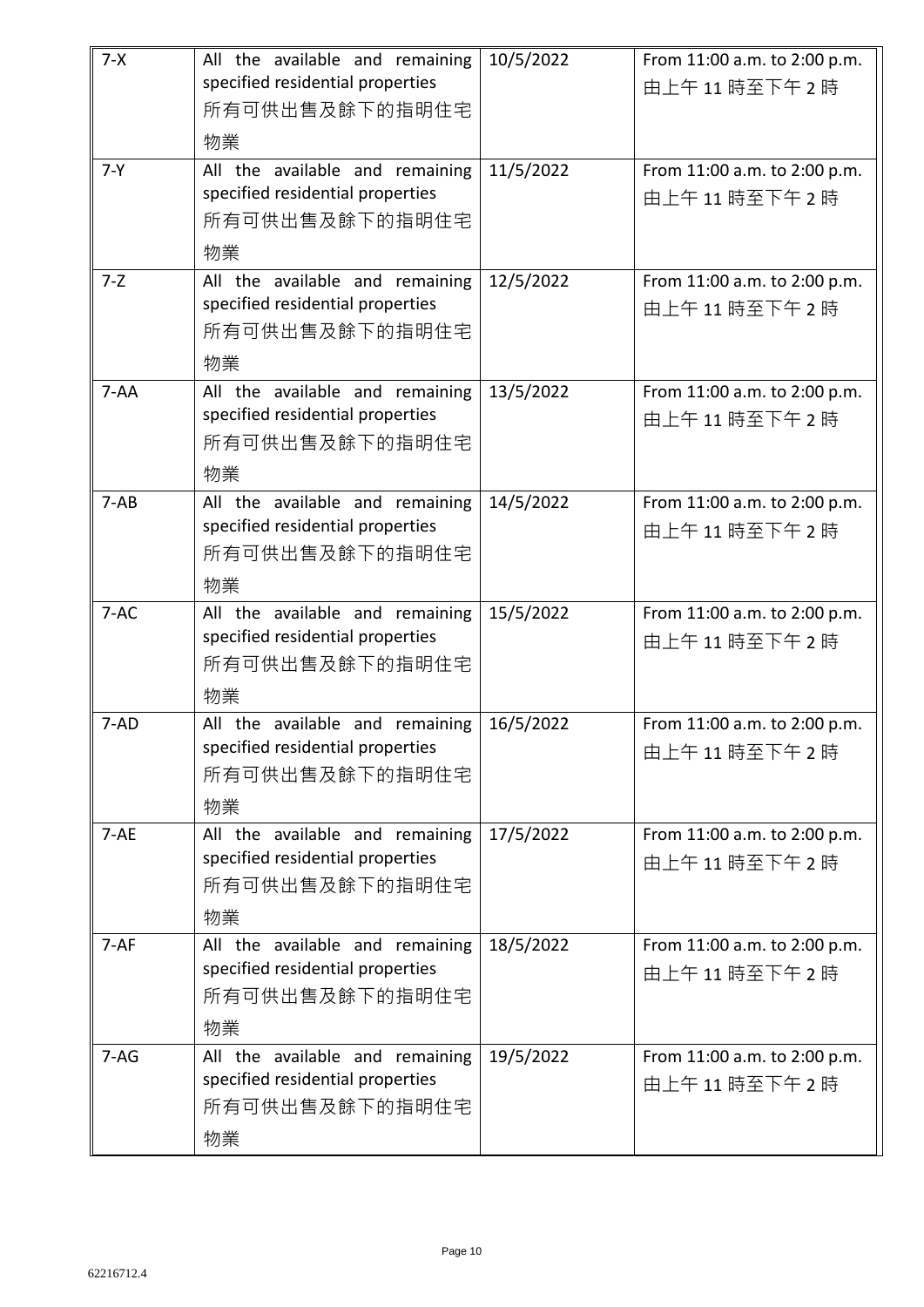| 7-X | All the available and remaining specified residential properties 所有可供出售及餘下的指明住宅物業 | 10/5/2022 | From 11:00 a.m. to 2:00 p.m. 由上午 11 時至下午 2 時 |
|---|---|---|---|
| 7-Y | All the available and remaining specified residential properties 所有可供出售及餘下的指明住宅物業 | 11/5/2022 | From 11:00 a.m. to 2:00 p.m. 由上午 11 時至下午 2 時 |
| 7-Z | All the available and remaining specified residential properties 所有可供出售及餘下的指明住宅物業 | 12/5/2022 | From 11:00 a.m. to 2:00 p.m. 由上午 11 時至下午 2 時 |
| 7-AA | All the available and remaining specified residential properties 所有可供出售及餘下的指明住宅物業 | 13/5/2022 | From 11:00 a.m. to 2:00 p.m. 由上午 11 時至下午 2 時 |
| 7-AB | All the available and remaining specified residential properties 所有可供出售及餘下的指明住宅物業 | 14/5/2022 | From 11:00 a.m. to 2:00 p.m. 由上午 11 時至下午 2 時 |
| 7-AC | All the available and remaining specified residential properties 所有可供出售及餘下的指明住宅物業 | 15/5/2022 | From 11:00 a.m. to 2:00 p.m. 由上午 11 時至下午 2 時 |
| 7-AD | All the available and remaining specified residential properties 所有可供出售及餘下的指明住宅物業 | 16/5/2022 | From 11:00 a.m. to 2:00 p.m. 由上午 11 時至下午 2 時 |
| 7-AE | All the available and remaining specified residential properties 所有可供出售及餘下的指明住宅物業 | 17/5/2022 | From 11:00 a.m. to 2:00 p.m. 由上午 11 時至下午 2 時 |
| 7-AF | All the available and remaining specified residential properties 所有可供出售及餘下的指明住宅物業 | 18/5/2022 | From 11:00 a.m. to 2:00 p.m. 由上午 11 時至下午 2 時 |
| 7-AG | All the available and remaining specified residential properties 所有可供出售及餘下的指明住宅物業 | 19/5/2022 | From 11:00 a.m. to 2:00 p.m. 由上午 11 時至下午 2 時 |

62216712.4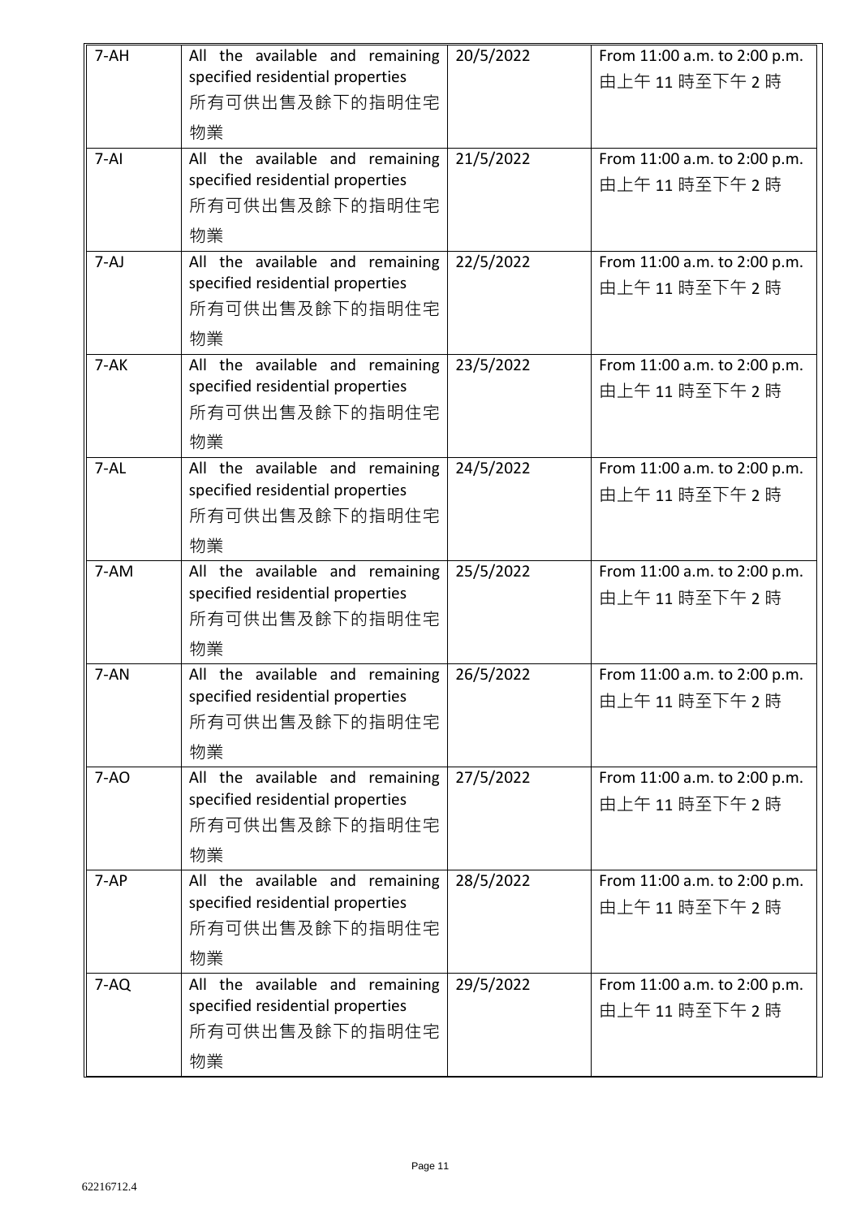| 7-AH | All the available and remaining specified residential properties 所有可供出售及餘下的指明住宅物業 | 20/5/2022 | From 11:00 a.m. to 2:00 p.m. 由上午 11 時至下午 2 時 |
|---|---|---|---|
| 7-AI | All the available and remaining specified residential properties 所有可供出售及餘下的指明住宅物業 | 21/5/2022 | From 11:00 a.m. to 2:00 p.m. 由上午 11 時至下午 2 時 |
| 7-AJ | All the available and remaining specified residential properties 所有可供出售及餘下的指明住宅物業 | 22/5/2022 | From 11:00 a.m. to 2:00 p.m. 由上午 11 時至下午 2 時 |
| 7-AK | All the available and remaining specified residential properties 所有可供出售及餘下的指明住宅物業 | 23/5/2022 | From 11:00 a.m. to 2:00 p.m. 由上午 11 時至下午 2 時 |
| 7-AL | All the available and remaining specified residential properties 所有可供出售及餘下的指明住宅物業 | 24/5/2022 | From 11:00 a.m. to 2:00 p.m. 由上午 11 時至下午 2 時 |
| 7-AM | All the available and remaining specified residential properties 所有可供出售及餘下的指明住宅物業 | 25/5/2022 | From 11:00 a.m. to 2:00 p.m. 由上午 11 時至下午 2 時 |
| 7-AN | All the available and remaining specified residential properties 所有可供出售及餘下的指明住宅物業 | 26/5/2022 | From 11:00 a.m. to 2:00 p.m. 由上午 11 時至下午 2 時 |
| 7-AO | All the available and remaining specified residential properties 所有可供出售及餘下的指明住宅物業 | 27/5/2022 | From 11:00 a.m. to 2:00 p.m. 由上午 11 時至下午 2 時 |
| 7-AP | All the available and remaining specified residential properties 所有可供出售及餘下的指明住宅物業 | 28/5/2022 | From 11:00 a.m. to 2:00 p.m. 由上午 11 時至下午 2 時 |
| 7-AQ | All the available and remaining specified residential properties 所有可供出售及餘下的指明住宅物業 | 29/5/2022 | From 11:00 a.m. to 2:00 p.m. 由上午 11 時至下午 2 時 |

62216712.4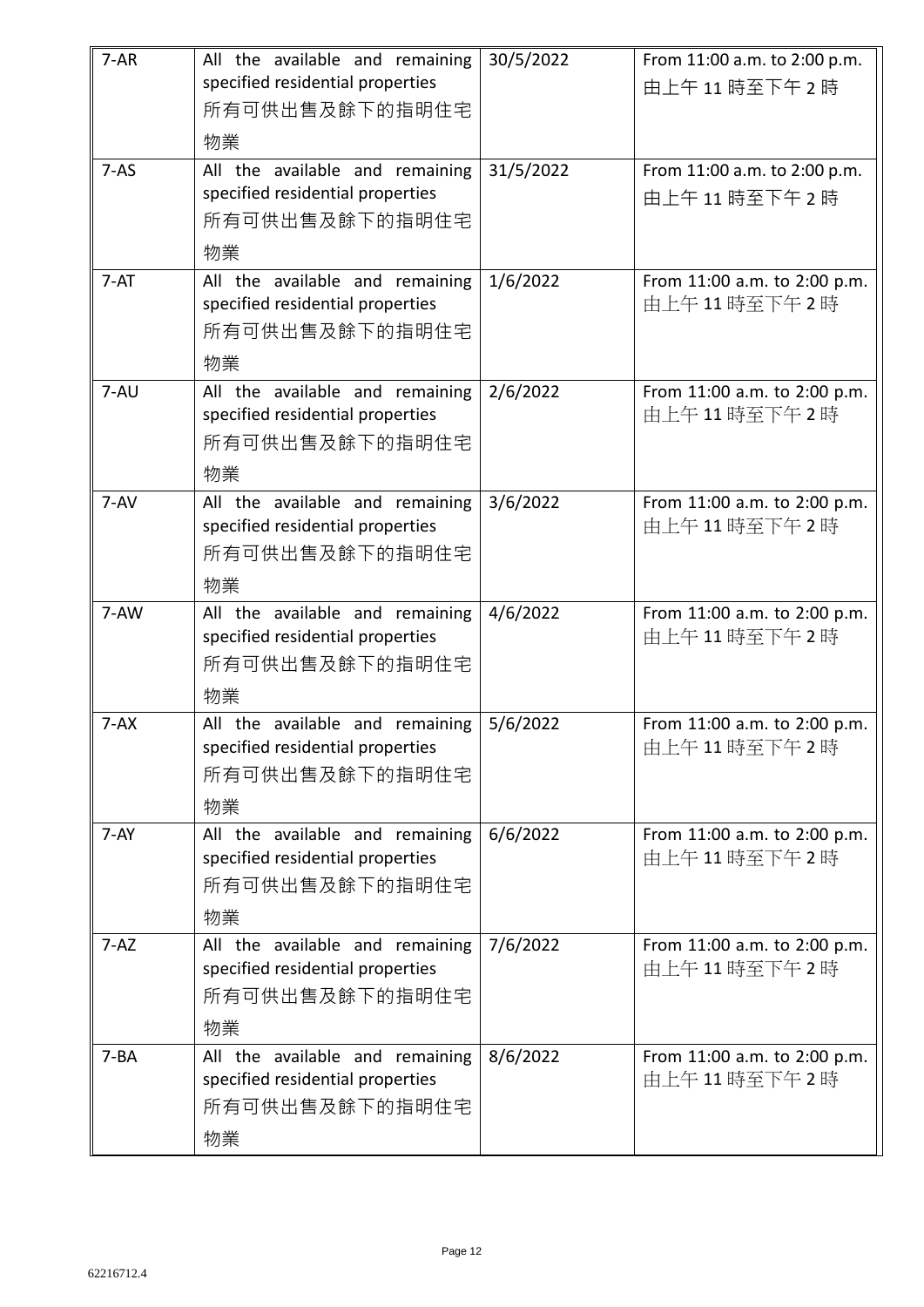| 7-AR | All the available and remaining specified residential properties 所有可供出售及餘下的指明住宅物業 | 30/5/2022 | From 11:00 a.m. to 2:00 p.m. 由上午 11 時至下午 2 時 |
|---|---|---|---|
| 7-AS | All the available and remaining specified residential properties 所有可供出售及餘下的指明住宅物業 | 31/5/2022 | From 11:00 a.m. to 2:00 p.m. 由上午 11 時至下午 2 時 |
| 7-AT | All the available and remaining specified residential properties 所有可供出售及餘下的指明住宅物業 | 1/6/2022 | From 11:00 a.m. to 2:00 p.m. 由上午 11 時至下午 2 時 |
| 7-AU | All the available and remaining specified residential properties 所有可供出售及餘下的指明住宅物業 | 2/6/2022 | From 11:00 a.m. to 2:00 p.m. 由上午 11 時至下午 2 時 |
| 7-AV | All the available and remaining specified residential properties 所有可供出售及餘下的指明住宅物業 | 3/6/2022 | From 11:00 a.m. to 2:00 p.m. 由上午 11 時至下午 2 時 |
| 7-AW | All the available and remaining specified residential properties 所有可供出售及餘下的指明住宅物業 | 4/6/2022 | From 11:00 a.m. to 2:00 p.m. 由上午 11 時至下午 2 時 |
| 7-AX | All the available and remaining specified residential properties 所有可供出售及餘下的指明住宅物業 | 5/6/2022 | From 11:00 a.m. to 2:00 p.m. 由上午 11 時至下午 2 時 |
| 7-AY | All the available and remaining specified residential properties 所有可供出售及餘下的指明住宅物業 | 6/6/2022 | From 11:00 a.m. to 2:00 p.m. 由上午 11 時至下午 2 時 |
| 7-AZ | All the available and remaining specified residential properties 所有可供出售及餘下的指明住宅物業 | 7/6/2022 | From 11:00 a.m. to 2:00 p.m. 由上午 11 時至下午 2 時 |
| 7-BA | All the available and remaining specified residential properties 所有可供出售及餘下的指明住宅物業 | 8/6/2022 | From 11:00 a.m. to 2:00 p.m. 由上午 11 時至下午 2 時 |

62216712.4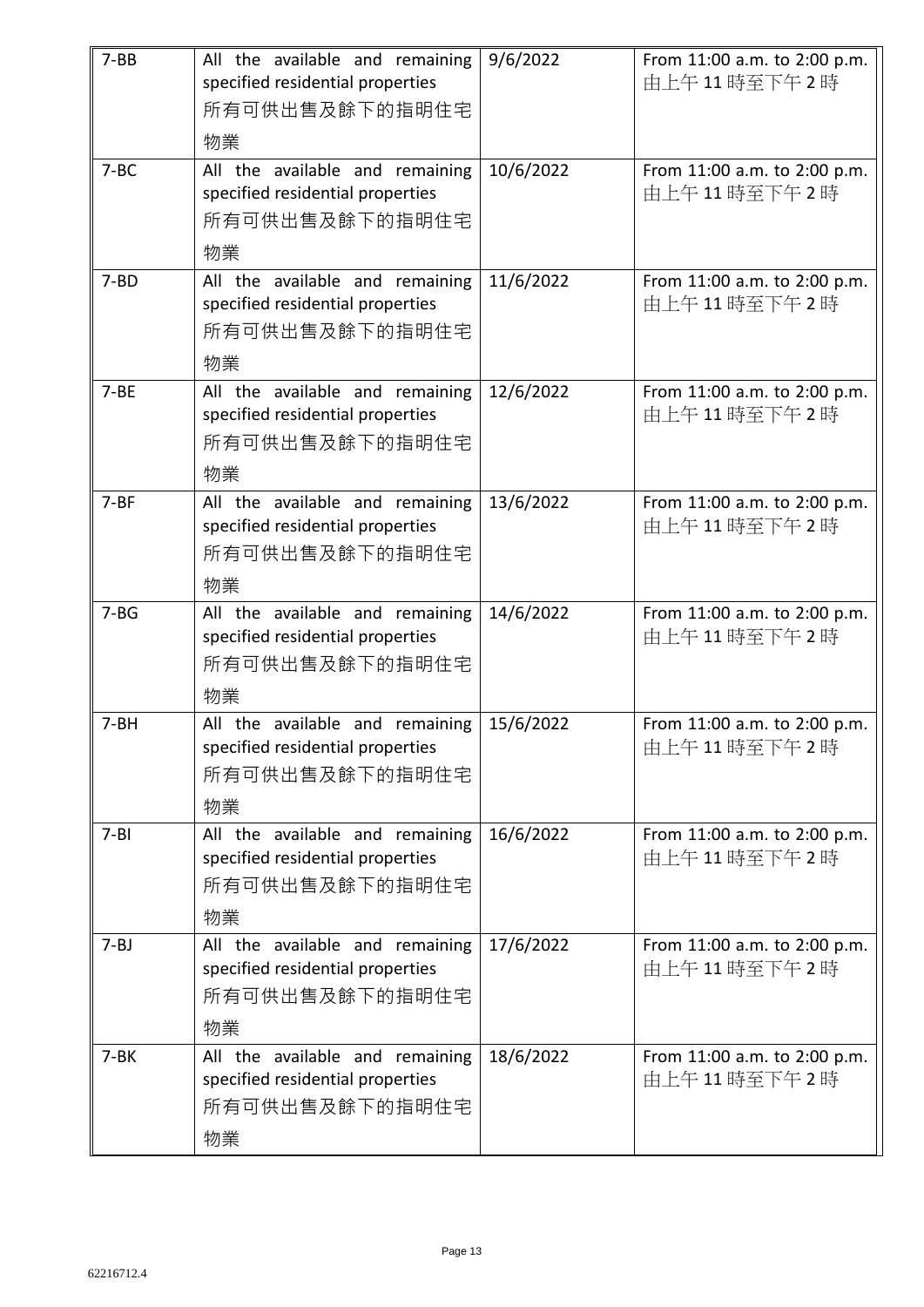| 7-BB | All the available and remaining specified residential properties 所有可供出售及餘下的指明住宅物業 | 9/6/2022 | From 11:00 a.m. to 2:00 p.m. 由上午 11 時至下午 2 時 |
|---|---|---|---|
| 7-BC | All the available and remaining specified residential properties 所有可供出售及餘下的指明住宅物業 | 10/6/2022 | From 11:00 a.m. to 2:00 p.m. 由上午 11 時至下午 2 時 |
| 7-BD | All the available and remaining specified residential properties 所有可供出售及餘下的指明住宅物業 | 11/6/2022 | From 11:00 a.m. to 2:00 p.m. 由上午 11 時至下午 2 時 |
| 7-BE | All the available and remaining specified residential properties 所有可供出售及餘下的指明住宅物業 | 12/6/2022 | From 11:00 a.m. to 2:00 p.m. 由上午 11 時至下午 2 時 |
| 7-BF | All the available and remaining specified residential properties 所有可供出售及餘下的指明住宅物業 | 13/6/2022 | From 11:00 a.m. to 2:00 p.m. 由上午 11 時至下午 2 時 |
| 7-BG | All the available and remaining specified residential properties 所有可供出售及餘下的指明住宅物業 | 14/6/2022 | From 11:00 a.m. to 2:00 p.m. 由上午 11 時至下午 2 時 |
| 7-BH | All the available and remaining specified residential properties 所有可供出售及餘下的指明住宅物業 | 15/6/2022 | From 11:00 a.m. to 2:00 p.m. 由上午 11 時至下午 2 時 |
| 7-BI | All the available and remaining specified residential properties 所有可供出售及餘下的指明住宅物業 | 16/6/2022 | From 11:00 a.m. to 2:00 p.m. 由上午 11 時至下午 2 時 |
| 7-BJ | All the available and remaining specified residential properties 所有可供出售及餘下的指明住宅物業 | 17/6/2022 | From 11:00 a.m. to 2:00 p.m. 由上午 11 時至下午 2 時 |
| 7-BK | All the available and remaining specified residential properties 所有可供出售及餘下的指明住宅物業 | 18/6/2022 | From 11:00 a.m. to 2:00 p.m. 由上午 11 時至下午 2 時 |

62216712.4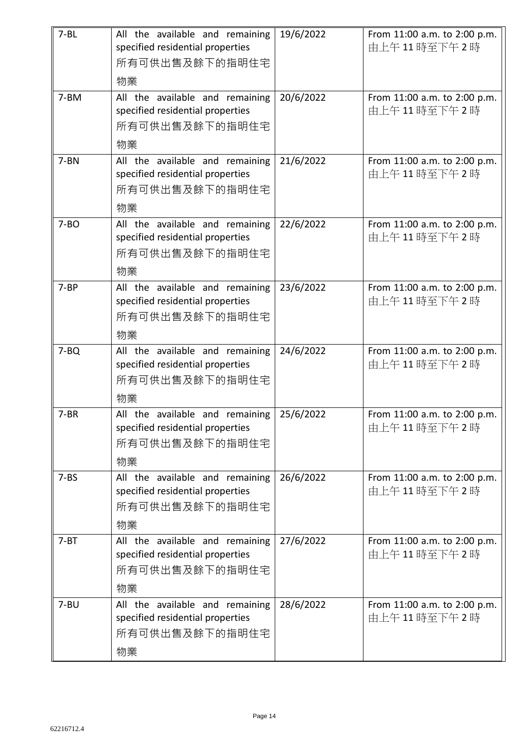| 7-BL | All the available and remaining specified residential properties 所有可供出售及餘下的指明住宅物業 | 19/6/2022 | From 11:00 a.m. to 2:00 p.m. 由上午 11 時至下午 2 時 |
|---|---|---|---|
| 7-BM | All the available and remaining specified residential properties 所有可供出售及餘下的指明住宅物業 | 20/6/2022 | From 11:00 a.m. to 2:00 p.m. 由上午 11 時至下午 2 時 |
| 7-BN | All the available and remaining specified residential properties 所有可供出售及餘下的指明住宅物業 | 21/6/2022 | From 11:00 a.m. to 2:00 p.m. 由上午 11 時至下午 2 時 |
| 7-BO | All the available and remaining specified residential properties 所有可供出售及餘下的指明住宅物業 | 22/6/2022 | From 11:00 a.m. to 2:00 p.m. 由上午 11 時至下午 2 時 |
| 7-BP | All the available and remaining specified residential properties 所有可供出售及餘下的指明住宅物業 | 23/6/2022 | From 11:00 a.m. to 2:00 p.m. 由上午 11 時至下午 2 時 |
| 7-BQ | All the available and remaining specified residential properties 所有可供出售及餘下的指明住宅物業 | 24/6/2022 | From 11:00 a.m. to 2:00 p.m. 由上午 11 時至下午 2 時 |
| 7-BR | All the available and remaining specified residential properties 所有可供出售及餘下的指明住宅物業 | 25/6/2022 | From 11:00 a.m. to 2:00 p.m. 由上午 11 時至下午 2 時 |
| 7-BS | All the available and remaining specified residential properties 所有可供出售及餘下的指明住宅物業 | 26/6/2022 | From 11:00 a.m. to 2:00 p.m. 由上午 11 時至下午 2 時 |
| 7-BT | All the available and remaining specified residential properties 所有可供出售及餘下的指明住宅物業 | 27/6/2022 | From 11:00 a.m. to 2:00 p.m. 由上午 11 時至下午 2 時 |
| 7-BU | All the available and remaining specified residential properties 所有可供出售及餘下的指明住宅物業 | 28/6/2022 | From 11:00 a.m. to 2:00 p.m. 由上午 11 時至下午 2 時 |

62216712.4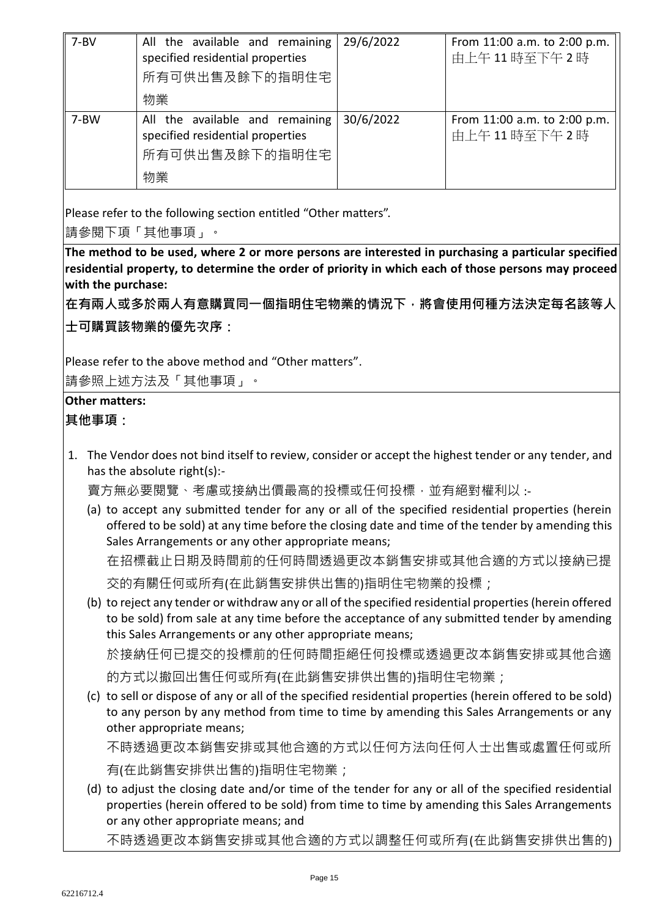| 7-BV | All the available and remaining specified residential properties<br>所有可供出售及餘下的指明住宅物業 | 29/6/2022 | From 11:00 a.m. to 2:00 p.m.<br>由上午 11 時至下午 2 時 |
|---|---|---|---|
| 7-BW | All the available and remaining specified residential properties<br>所有可供出售及餘下的指明住宅物業 | 30/6/2022 | From 11:00 a.m. to 2:00 p.m.<br>由上午 11 時至下午 2 時 |

Please refer to the following section entitled “Other matters”.
請參閱下項「其他事項」。

**The method to be used, where 2 or more persons are interested in purchasing a particular specified residential property, to determine the order of priority in which each of those persons may proceed with the purchase:**

**在有兩人或多於兩人有意購買同一個指明住宅物業的情況下，將會使用何種方法決定每名該等人士可購買該物業的優先次序：**

Please refer to the above method and “Other matters”.
請參照上述方法及「其他事項」。

**Other matters:**

**其他事項：**

1. The Vendor does not bind itself to review, consider or accept the highest tender or any tender, and has the absolute right(s):-

   賣方無必要閱覽、考慮或接納出價最高的投標或任何投標，並有絕對權利以 :-

   (a) to accept any submitted tender for any or all of the specified residential properties (herein offered to be sold) at any time before the closing date and time of the tender by amending this Sales Arrangements or any other appropriate means;

   在招標截止日期及時間前的任何時間透過更改本銷售安排或其他合適的方式以接納已提交的有關任何或所有(在此銷售安排供出售的)指明住宅物業的投標；

   (b) to reject any tender or withdraw any or all of the specified residential properties (herein offered to be sold) from sale at any time before the acceptance of any submitted tender by amending this Sales Arrangements or any other appropriate means;

   於接納任何已提交的投標前的任何時間拒絕任何投標或透過更改本銷售安排或其他合適的方式以撤回出售任何或所有(在此銷售安排供出售的)指明住宅物業；

   (c) to sell or dispose of any or all of the specified residential properties (herein offered to be sold) to any person by any method from time to time by amending this Sales Arrangements or any other appropriate means;

   不時透過更改本銷售安排或其他合適的方式以任何方法向任何人士出售或處置任何或所有(在此銷售安排供出售的)指明住宅物業；

   (d) to adjust the closing date and/or time of the tender for any or all of the specified residential properties (herein offered to be sold) from time to time by amending this Sales Arrangements or any other appropriate means; and

   不時透過更改本銷售安排或其他合適的方式以調整任何或所有(在此銷售安排供出售的)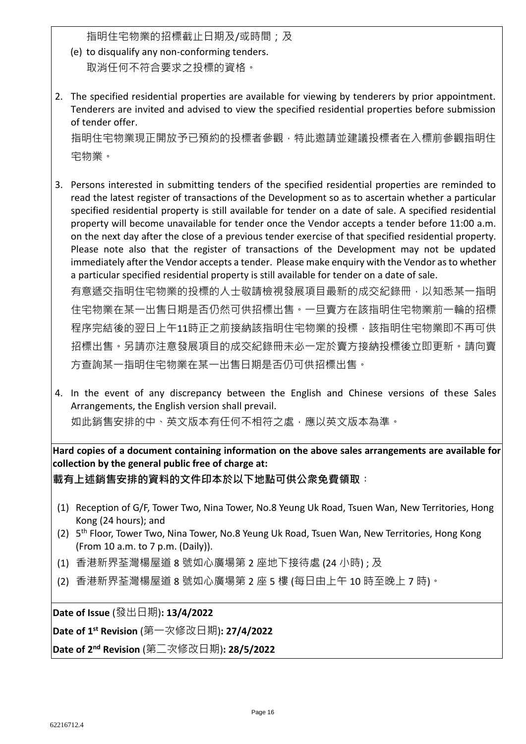指明住宅物業的招標截止日期及/或時間；及

(e) to disqualify any non-conforming tenders.
取消任何不符合要求之投標的資格。

2. The specified residential properties are available for viewing by tenderers by prior appointment. Tenderers are invited and advised to view the specified residential properties before submission of tender offer.
指明住宅物業現正開放予已預約的投標者參觀，特此邀請並建議投標者在入標前參觀指明住宅物業。

3. Persons interested in submitting tenders of the specified residential properties are reminded to read the latest register of transactions of the Development so as to ascertain whether a particular specified residential property is still available for tender on a date of sale. A specified residential property will become unavailable for tender once the Vendor accepts a tender before 11:00 a.m. on the next day after the close of a previous tender exercise of that specified residential property. Please note also that the register of transactions of the Development may not be updated immediately after the Vendor accepts a tender. Please make enquiry with the Vendor as to whether a particular specified residential property is still available for tender on a date of sale.
有意遞交指明住宅物業的投標的人士敬請檢視發展項目最新的成交紀錄冊，以知悉某一指明住宅物業在某一出售日期是否仍然可供招標出售。一旦賣方在該指明住宅物業前一輪的招標程序完結後的翌日上午11時正之前接納該指明住宅物業的投標，該指明住宅物業即不再可供招標出售。另請亦注意發展項目的成交紀錄冊未必一定於賣方接納投標後立即更新。請向賣方查詢某一指明住宅物業在某一出售日期是否仍可供招標出售。

4. In the event of any discrepancy between the English and Chinese versions of these Sales Arrangements, the English version shall prevail.
如此銷售安排的中、英文版本有任何不相符之處，應以英文版本為準。

**Hard copies of a document containing information on the above sales arrangements are available for collection by the general public free of charge at:**
**載有上述銷售安排的資料的文件印本於以下地點可供公眾免費領取**：

(1) Reception of G/F, Tower Two, Nina Tower, No.8 Yeung Uk Road, Tsuen Wan, New Territories, Hong Kong (24 hours); and
(2) 5th Floor, Tower Two, Nina Tower, No.8 Yeung Uk Road, Tsuen Wan, New Territories, Hong Kong (From 10 a.m. to 7 p.m. (Daily)).

(1) 香港新界荃灣楊屋道 8 號如心廣場第 2 座地下接待處 (24 小時) ; 及
(2) 香港新界荃灣楊屋道 8 號如心廣場第 2 座 5 樓 (每日由上午 10 時至晚上 7 時)。

**Date of Issue** (發出日期)**: 13/4/2022**

**Date of 1st Revision** (第一次修改日期)**: 27/4/2022**

**Date of 2nd Revision** (第二次修改日期)**: 28/5/2022**

62216712.4